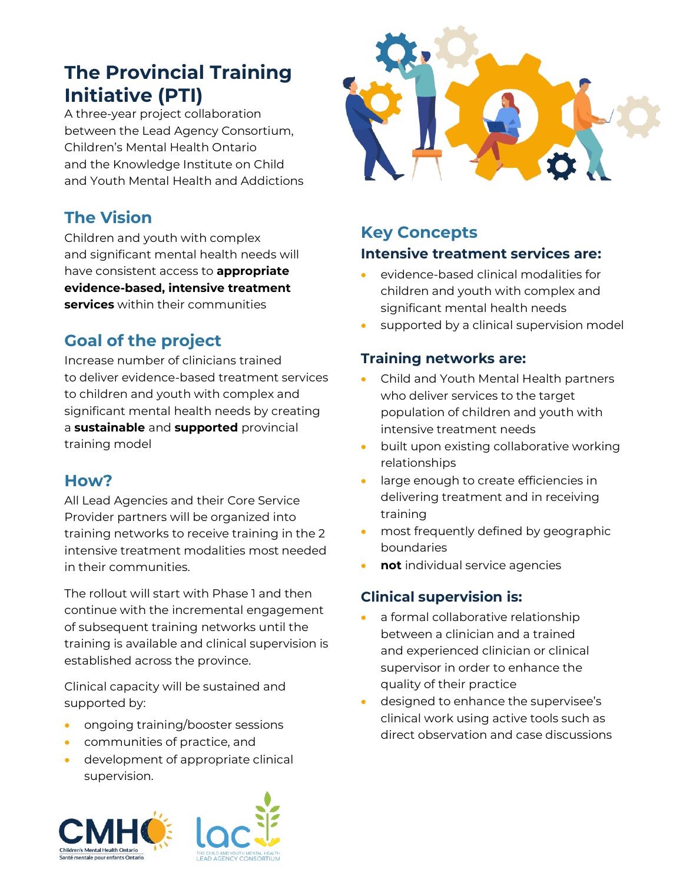# The Provincial Training Initiative (PTI)

A three-year project collaboration between the Lead Agency Consortium, Children's Mental Health Ontario and the Knowledge Institute on Child and Youth Mental Health and Addictions

## The Vision

Children and youth with complex and significant mental health needs will have consistent access to **appropriate evidence-based, intensive treatment services** within their communities

## Goal of the project

Increase number of clinicians trained to deliver evidence-based treatment services to children and youth with complex and significant mental health needs by creating a **sustainable** and **supported** provincial training model

## How?

All Lead Agencies and their Core Service Provider partners will be organized into training networks to receive training in the 2 intensive treatment modalities most needed in their communities.

The rollout will start with Phase 1 and then continue with the incremental engagement of subsequent training networks until the training is available and clinical supervision is established across the province.

Clinical capacity will be sustained and supported by:

- ongoing training/booster sessions
- communities of practice, and
- development of appropriate clinical supervision.

## Key Concepts

### Intensive treatment services are:

- evidence-based clinical modalities for children and youth with complex and significant mental health needs
- supported by a clinical supervision model

### Training networks are:

- Child and Youth Mental Health partners who deliver services to the target population of children and youth with intensive treatment needs
- built upon existing collaborative working relationships
- large enough to create efficiencies in delivering treatment and in receiving training
- most frequently defined by geographic boundaries
- **not** individual service agencies

### Clinical supervision is:

- a formal collaborative relationship between a clinician and a trained and experienced clinician or clinical supervisor in order to enhance the quality of their practice
- designed to enhance the supervisee's clinical work using active tools such as direct observation and case discussions

CMHO Children's Mental Health Ontario Santé mentale pour enfants Ontario

lac THE CHILD AND YOUTH MENTAL HEALTH LEAD AGENCY CONSORTIUM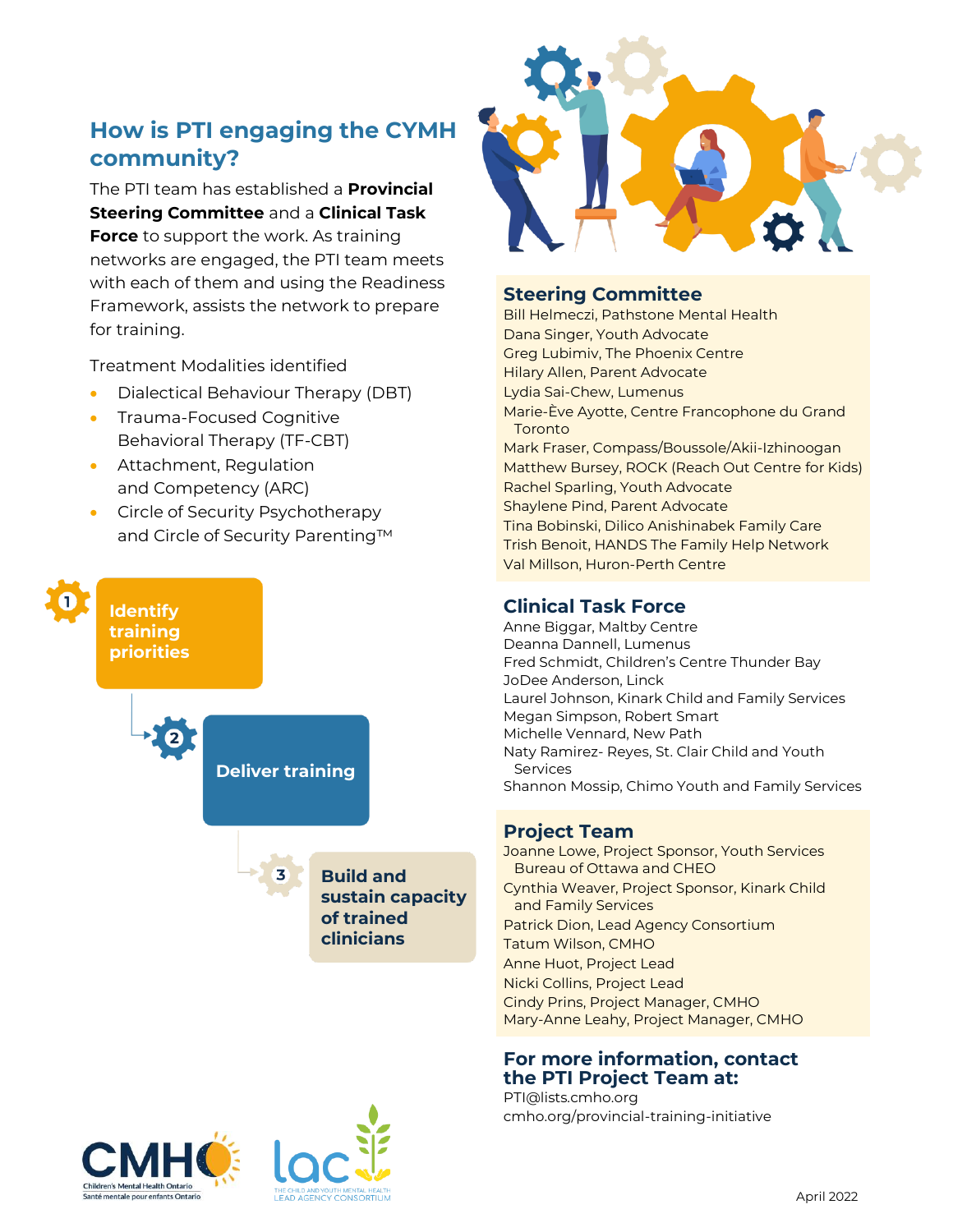## How is PTI engaging the CYMH community?

The PTI team has established a **Provincial Steering Committee** and a **Clinical Task Force** to support the work. As training networks are engaged, the PTI team meets with each of them and using the Readiness Framework, assists the network to prepare for training.

Treatment Modalities identified

- Dialectical Behaviour Therapy (DBT)
- Trauma-Focused Cognitive Behavioral Therapy (TF-CBT)
- Attachment, Regulation and Competency (ARC)
- Circle of Security Psychotherapy and Circle of Security Parenting™

1. **Identify training priorities**
2. **Deliver training**
3. **Build and sustain capacity of trained clinicians**

### Steering Committee

Bill Helmeczi, Pathstone Mental Health
Dana Singer, Youth Advocate
Greg Lubimiv, The Phoenix Centre
Hilary Allen, Parent Advocate
Lydia Sai-Chew, Lumenus
Marie-Ève Ayotte, Centre Francophone du Grand Toronto
Mark Fraser, Compass/Boussole/Akii-Izhinoogan
Matthew Bursey, ROCK (Reach Out Centre for Kids)
Rachel Sparling, Youth Advocate
Shaylene Pind, Parent Advocate
Tina Bobinski, Dilico Anishinabek Family Care
Trish Benoit, HANDS The Family Help Network
Val Millson, Huron-Perth Centre

### Clinical Task Force

Anne Biggar, Maltby Centre
Deanna Dannell, Lumenus
Fred Schmidt, Children's Centre Thunder Bay
JoDee Anderson, Linck
Laurel Johnson, Kinark Child and Family Services
Megan Simpson, Robert Smart
Michelle Vennard, New Path
Naty Ramirez- Reyes, St. Clair Child and Youth Services
Shannon Mossip, Chimo Youth and Family Services

### Project Team

Joanne Lowe, Project Sponsor, Youth Services Bureau of Ottawa and CHEO
Cynthia Weaver, Project Sponsor, Kinark Child and Family Services
Patrick Dion, Lead Agency Consortium
Tatum Wilson, CMHO
Anne Huot, Project Lead
Nicki Collins, Project Lead
Cindy Prins, Project Manager, CMHO
Mary-Anne Leahy, Project Manager, CMHO

### For more information, contact the PTI Project Team at:

PTI@lists.cmho.org
cmho.org/provincial-training-initiative

Children's Mental Health Ontario
Santé mentale pour enfants Ontario

THE CHILD AND YOUTH MENTAL HEALTH LEAD AGENCY CONSORTIUM

April 2022